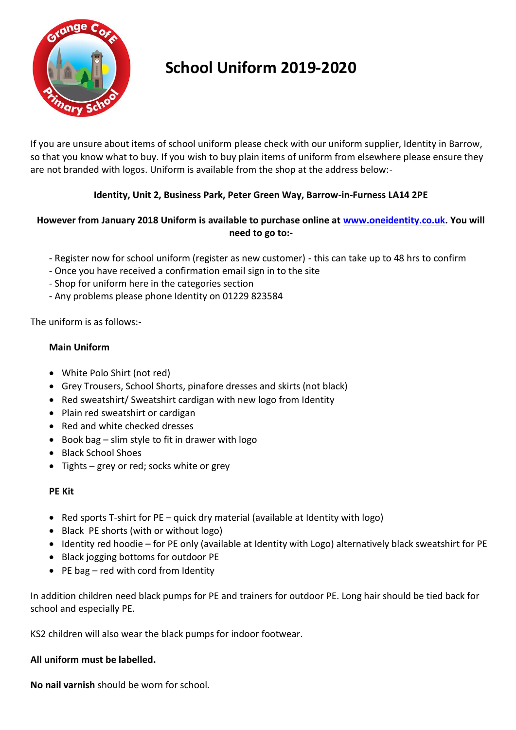# School Uniform 2019-2020

If you are unsure about items of school uniform please check with our uniform supplier, Identity in Barrow, so that you know what to buy. If you wish to buy plain items of uniform from elsewhere please ensure they are not branded with logos. Uniform is available from the shop at the address below:-

**Identity, Unit 2, Business Park, Peter Green Way, Barrow-in-Furness LA14 2PE**

**However from January 2018 Uniform is available to purchase online at [www.oneidentity.co.uk](www.oneidentity.co.uk). You will need to go to:-**

- Register now for school uniform (register as new customer) - this can take up to 48 hrs to confirm
- Once you have received a confirmation email sign in to the site
- Shop for uniform here in the categories section
- Any problems please phone Identity on 01229 823584

The uniform is as follows:-

**Main Uniform**

- White Polo Shirt (not red)
- Grey Trousers, School Shorts, pinafore dresses and skirts (not black)
- Red sweatshirt/ Sweatshirt cardigan with new logo from Identity
- Plain red sweatshirt or cardigan
- Red and white checked dresses
- Book bag – slim style to fit in drawer with logo
- Black School Shoes
- Tights – grey or red; socks white or grey

**PE Kit**

- Red sports T-shirt for PE – quick dry material (available at Identity with logo)
- Black PE shorts (with or without logo)
- Identity red hoodie – for PE only (available at Identity with Logo) alternatively black sweatshirt for PE
- Black jogging bottoms for outdoor PE
- PE bag – red with cord from Identity

In addition children need black pumps for PE and trainers for outdoor PE. Long hair should be tied back for school and especially PE.

KS2 children will also wear the black pumps for indoor footwear.

**All uniform must be labelled.**

**No nail varnish** should be worn for school.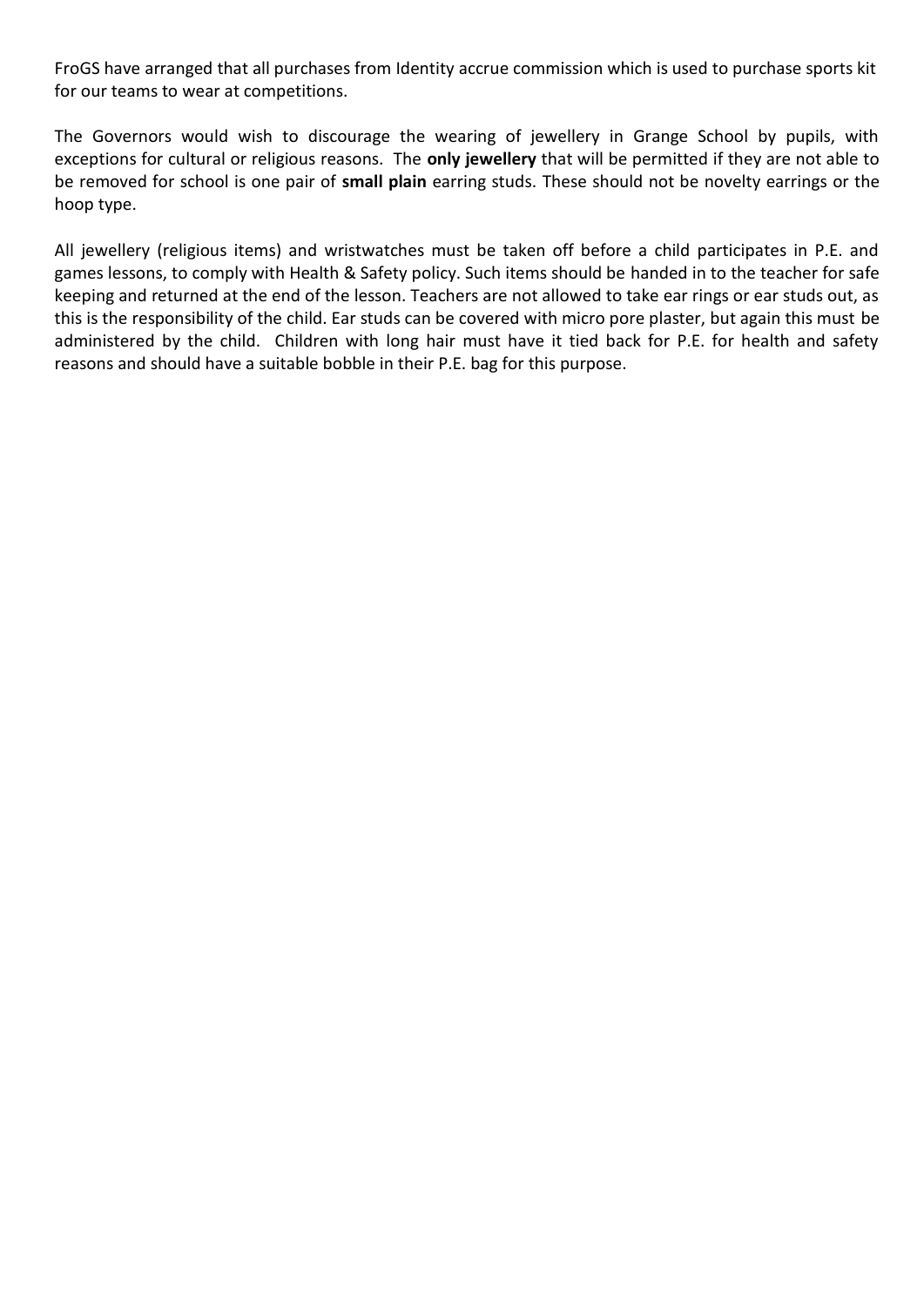FroGS have arranged that all purchases from Identity accrue commission which is used to purchase sports kit for our teams to wear at competitions.

The Governors would wish to discourage the wearing of jewellery in Grange School by pupils, with exceptions for cultural or religious reasons. The **only jewellery** that will be permitted if they are not able to be removed for school is one pair of **small plain** earring studs. These should not be novelty earrings or the hoop type.

All jewellery (religious items) and wristwatches must be taken off before a child participates in P.E. and games lessons, to comply with Health & Safety policy. Such items should be handed in to the teacher for safe keeping and returned at the end of the lesson. Teachers are not allowed to take ear rings or ear studs out, as this is the responsibility of the child. Ear studs can be covered with micro pore plaster, but again this must be administered by the child. Children with long hair must have it tied back for P.E. for health and safety reasons and should have a suitable bobble in their P.E. bag for this purpose.